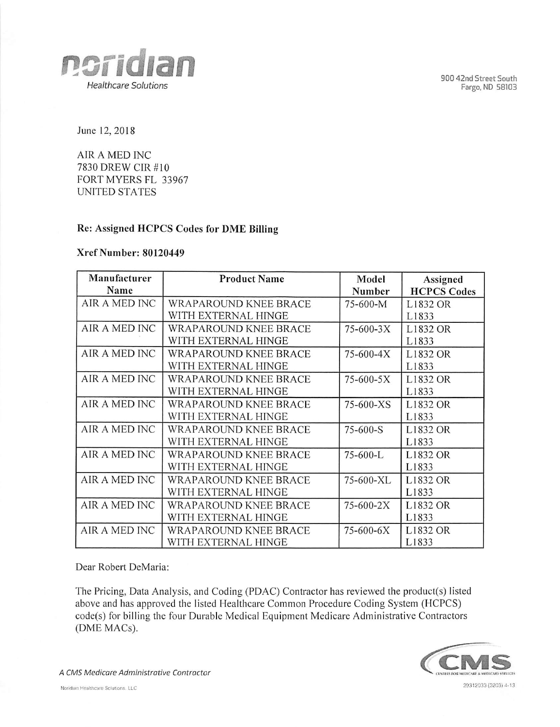noridian
Healthcare Solutions

900 42nd Street South
Fargo, ND 58103

June 12, 2018

AIR A MED INC
7830 DREW CIR #10
FORT MYERS FL 33967
UNITED STATES

**Re: Assigned HCPCS Codes for DME Billing**

**Xref Number: 80120449**

| Manufacturer Name | Product Name | Model Number | Assigned HCPCS Codes |
|---|---|---|---|
| AIR A MED INC | WRAPAROUND KNEE BRACE WITH EXTERNAL HINGE | 75-600-M | L1832 OR L1833 |
| AIR A MED INC | WRAPAROUND KNEE BRACE WITH EXTERNAL HINGE | 75-600-3X | L1832 OR L1833 |
| AIR A MED INC | WRAPAROUND KNEE BRACE WITH EXTERNAL HINGE | 75-600-4X | L1832 OR L1833 |
| AIR A MED INC | WRAPAROUND KNEE BRACE WITH EXTERNAL HINGE | 75-600-5X | L1832 OR L1833 |
| AIR A MED INC | WRAPAROUND KNEE BRACE WITH EXTERNAL HINGE | 75-600-XS | L1832 OR L1833 |
| AIR A MED INC | WRAPAROUND KNEE BRACE WITH EXTERNAL HINGE | 75-600-S | L1832 OR L1833 |
| AIR A MED INC | WRAPAROUND KNEE BRACE WITH EXTERNAL HINGE | 75-600-L | L1832 OR L1833 |
| AIR A MED INC | WRAPAROUND KNEE BRACE WITH EXTERNAL HINGE | 75-600-XL | L1832 OR L1833 |
| AIR A MED INC | WRAPAROUND KNEE BRACE WITH EXTERNAL HINGE | 75-600-2X | L1832 OR L1833 |
| AIR A MED INC | WRAPAROUND KNEE BRACE WITH EXTERNAL HINGE | 75-600-6X | L1832 OR L1833 |

Dear Robert DeMaria:

The Pricing, Data Analysis, and Coding (PDAC) Contractor has reviewed the product(s) listed above and has approved the listed Healthcare Common Procedure Coding System (HCPCS) code(s) for billing the four Durable Medical Equipment Medicare Administrative Contractors (DME MACs).

*A CMS Medicare Administrative Contractor*

CMS CENTERS FOR MEDICARE & MEDICAID SERVICES

Noridian Healthcare Solutions, LLC

20312033 (3203) 4-13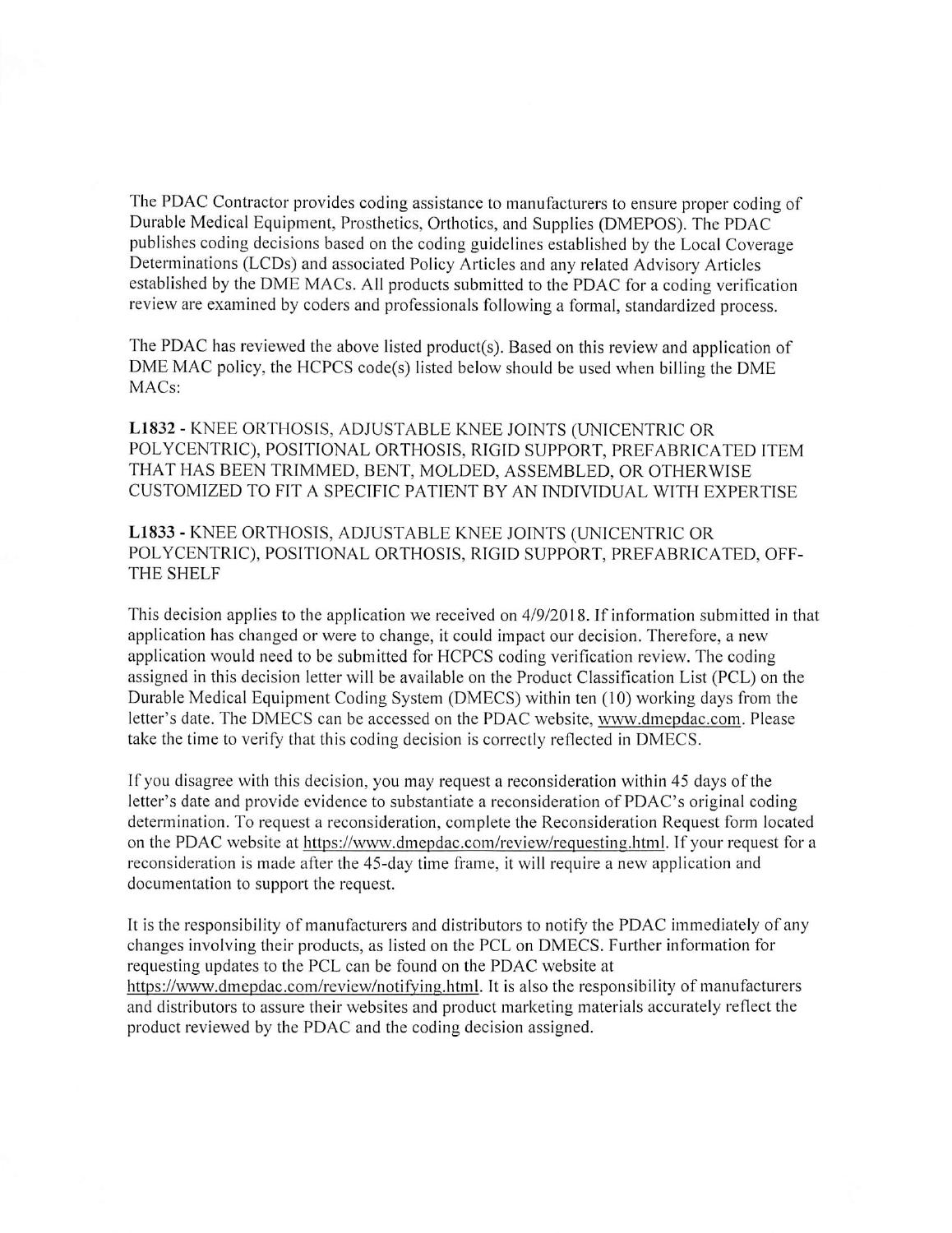The PDAC Contractor provides coding assistance to manufacturers to ensure proper coding of Durable Medical Equipment, Prosthetics, Orthotics, and Supplies (DMEPOS). The PDAC publishes coding decisions based on the coding guidelines established by the Local Coverage Determinations (LCDs) and associated Policy Articles and any related Advisory Articles established by the DME MACs. All products submitted to the PDAC for a coding verification review are examined by coders and professionals following a formal, standardized process.

The PDAC has reviewed the above listed product(s). Based on this review and application of DME MAC policy, the HCPCS code(s) listed below should be used when billing the DME MACs:

**L1832** - KNEE ORTHOSIS, ADJUSTABLE KNEE JOINTS (UNICENTRIC OR POLYCENTRIC), POSITIONAL ORTHOSIS, RIGID SUPPORT, PREFABRICATED ITEM THAT HAS BEEN TRIMMED, BENT, MOLDED, ASSEMBLED, OR OTHERWISE CUSTOMIZED TO FIT A SPECIFIC PATIENT BY AN INDIVIDUAL WITH EXPERTISE

**L1833** - KNEE ORTHOSIS, ADJUSTABLE KNEE JOINTS (UNICENTRIC OR POLYCENTRIC), POSITIONAL ORTHOSIS, RIGID SUPPORT, PREFABRICATED, OFF-THE SHELF

This decision applies to the application we received on 4/9/2018. If information submitted in that application has changed or were to change, it could impact our decision. Therefore, a new application would need to be submitted for HCPCS coding verification review. The coding assigned in this decision letter will be available on the Product Classification List (PCL) on the Durable Medical Equipment Coding System (DMECS) within ten (10) working days from the letter's date. The DMECS can be accessed on the PDAC website, www.dmepdac.com. Please take the time to verify that this coding decision is correctly reflected in DMECS.

If you disagree with this decision, you may request a reconsideration within 45 days of the letter's date and provide evidence to substantiate a reconsideration of PDAC's original coding determination. To request a reconsideration, complete the Reconsideration Request form located on the PDAC website at https://www.dmepdac.com/review/requesting.html. If your request for a reconsideration is made after the 45-day time frame, it will require a new application and documentation to support the request.

It is the responsibility of manufacturers and distributors to notify the PDAC immediately of any changes involving their products, as listed on the PCL on DMECS. Further information for requesting updates to the PCL can be found on the PDAC website at https://www.dmepdac.com/review/notifying.html. It is also the responsibility of manufacturers and distributors to assure their websites and product marketing materials accurately reflect the product reviewed by the PDAC and the coding decision assigned.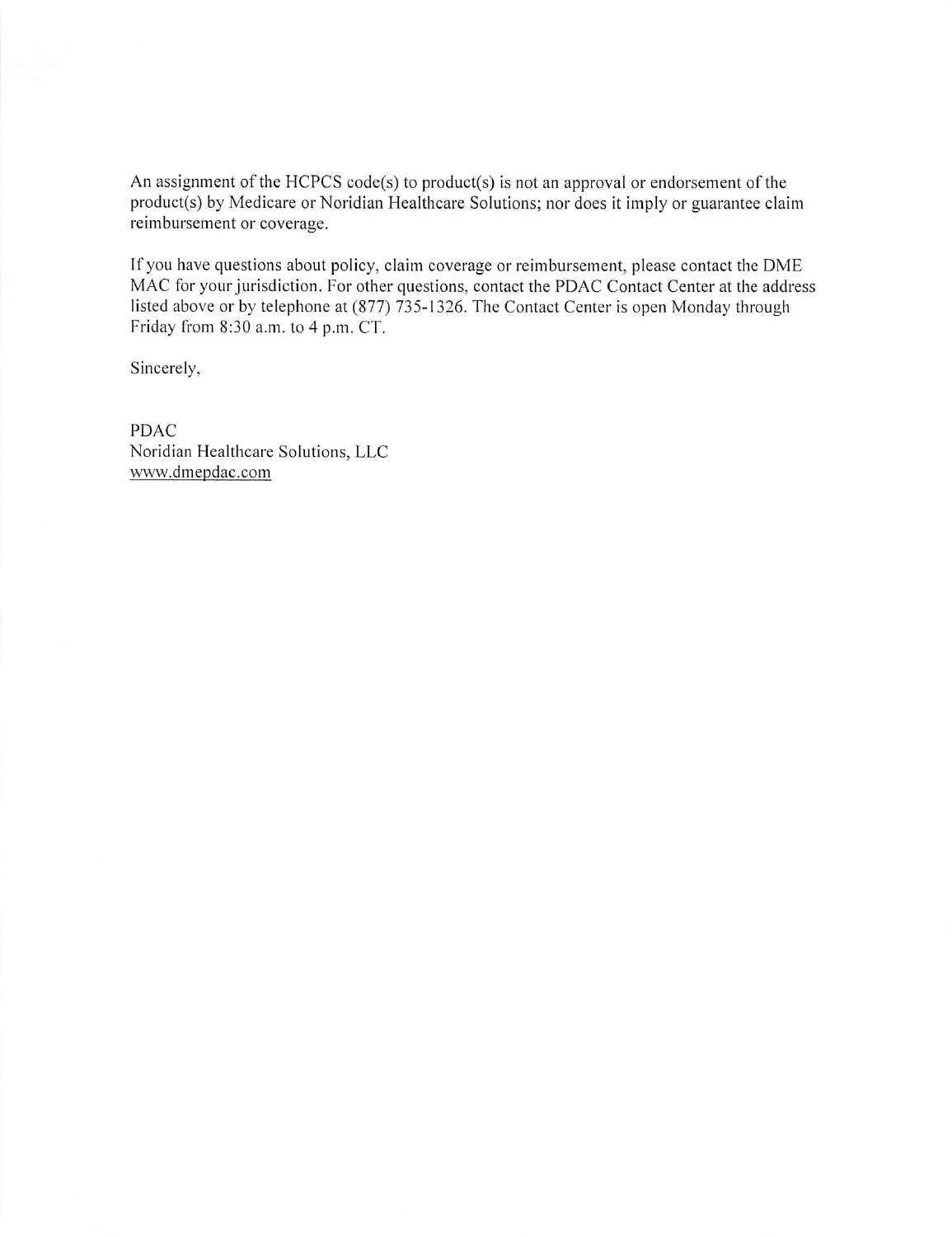An assignment of the HCPCS code(s) to product(s) is not an approval or endorsement of the product(s) by Medicare or Noridian Healthcare Solutions; nor does it imply or guarantee claim reimbursement or coverage.

If you have questions about policy, claim coverage or reimbursement, please contact the DME MAC for your jurisdiction. For other questions, contact the PDAC Contact Center at the address listed above or by telephone at (877) 735-1326. The Contact Center is open Monday through Friday from 8:30 a.m. to 4 p.m. CT.

Sincerely,

PDAC
Noridian Healthcare Solutions, LLC
www.dmepdac.com